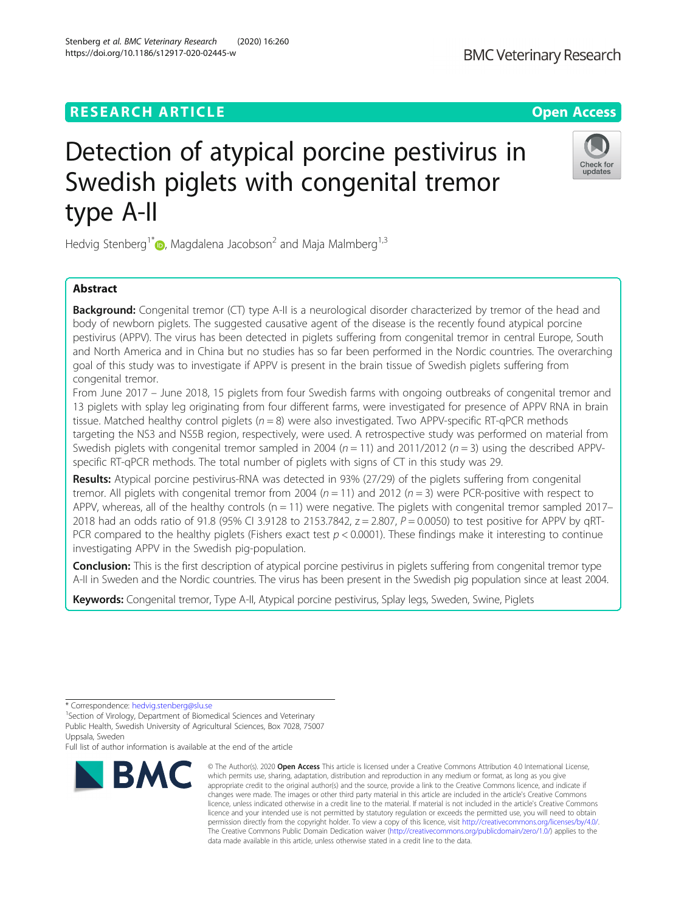RESEARCH ARTICLE

Open Access

# Detection of atypical porcine pestivirus in Swedish piglets with congenital tremor type A-II

Hedvig Stenberg[1*], Magdalena Jacobson[2] and Maja Malmberg[1,3]

## Abstract

**Background:** Congenital tremor (CT) type A-II is a neurological disorder characterized by tremor of the head and body of newborn piglets. The suggested causative agent of the disease is the recently found atypical porcine pestivirus (APPV). The virus has been detected in piglets suffering from congenital tremor in central Europe, South and North America and in China but no studies has so far been performed in the Nordic countries. The overarching goal of this study was to investigate if APPV is present in the brain tissue of Swedish piglets suffering from congenital tremor.

From June 2017 – June 2018, 15 piglets from four Swedish farms with ongoing outbreaks of congenital tremor and 13 piglets with splay leg originating from four different farms, were investigated for presence of APPV RNA in brain tissue. Matched healthy control piglets ($n = 8$) were also investigated. Two APPV-specific RT-qPCR methods targeting the NS3 and NS5B region, respectively, were used. A retrospective study was performed on material from Swedish piglets with congenital tremor sampled in 2004 ($n = 11$) and 2011/2012 ($n = 3$) using the described APPV-specific RT-qPCR methods. The total number of piglets with signs of CT in this study was 29.

**Results:** Atypical porcine pestivirus-RNA was detected in 93% (27/29) of the piglets suffering from congenital tremor. All piglets with congenital tremor from 2004 ($n = 11$) and 2012 ($n = 3$) were PCR-positive with respect to APPV, whereas, all of the healthy controls (n = 11) were negative. The piglets with congenital tremor sampled 2017–2018 had an odds ratio of 91.8 (95% CI 3.9128 to 2153.7842, $z = 2.807$, $P = 0.0050$) to test positive for APPV by qRT-PCR compared to the healthy piglets (Fishers exact test $p < 0.0001$). These findings make it interesting to continue investigating APPV in the Swedish pig-population.

**Conclusion:** This is the first description of atypical porcine pestivirus in piglets suffering from congenital tremor type A-II in Sweden and the Nordic countries. The virus has been present in the Swedish pig population since at least 2004.

**Keywords:** Congenital tremor, Type A-II, Atypical porcine pestivirus, Splay legs, Sweden, Swine, Piglets

---

\* Correspondence: hedvig.stenberg@slu.se

[1]Section of Virology, Department of Biomedical Sciences and Veterinary Public Health, Swedish University of Agricultural Sciences, Box 7028, 75007 Uppsala, Sweden

Full list of author information is available at the end of the article

© The Author(s). 2020 **Open Access** This article is licensed under a Creative Commons Attribution 4.0 International License, which permits use, sharing, adaptation, distribution and reproduction in any medium or format, as long as you give appropriate credit to the original author(s) and the source, provide a link to the Creative Commons licence, and indicate if changes were made. The images or other third party material in this article are included in the article's Creative Commons licence, unless indicated otherwise in a credit line to the material. If material is not included in the article's Creative Commons licence and your intended use is not permitted by statutory regulation or exceeds the permitted use, you will need to obtain permission directly from the copyright holder. To view a copy of this licence, visit http://creativecommons.org/licenses/by/4.0/. The Creative Commons Public Domain Dedication waiver (http://creativecommons.org/publicdomain/zero/1.0/) applies to the data made available in this article, unless otherwise stated in a credit line to the data.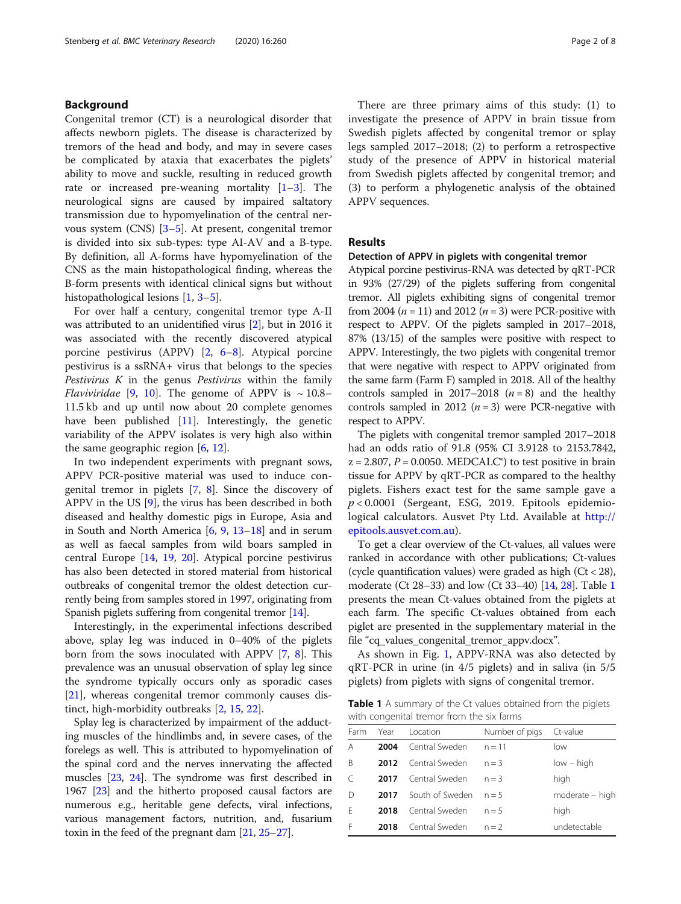## Background

Congenital tremor (CT) is a neurological disorder that affects newborn piglets. The disease is characterized by tremors of the head and body, and may in severe cases be complicated by ataxia that exacerbates the piglets' ability to move and suckle, resulting in reduced growth rate or increased pre-weaning mortality [1–3]. The neurological signs are caused by impaired saltatory transmission due to hypomyelination of the central nervous system (CNS) [3–5]. At present, congenital tremor is divided into six sub-types: type AI-AV and a B-type. By definition, all A-forms have hypomyelination of the CNS as the main histopathological finding, whereas the B-form presents with identical clinical signs but without histopathological lesions [1, 3–5].

For over half a century, congenital tremor type A-II was attributed to an unidentified virus [2], but in 2016 it was associated with the recently discovered atypical porcine pestivirus (APPV) [2, 6–8]. Atypical porcine pestivirus is a ssRNA+ virus that belongs to the species *Pestivirus K* in the genus *Pestivirus* within the family *Flaviviridae* [9, 10]. The genome of APPV is ~ 10.8–11.5 kb and up until now about 20 complete genomes have been published [11]. Interestingly, the genetic variability of the APPV isolates is very high also within the same geographic region [6, 12].

In two independent experiments with pregnant sows, APPV PCR-positive material was used to induce congenital tremor in piglets [7, 8]. Since the discovery of APPV in the US [9], the virus has been described in both diseased and healthy domestic pigs in Europe, Asia and in South and North America [6, 9, 13–18] and in serum as well as faecal samples from wild boars sampled in central Europe [14, 19, 20]. Atypical porcine pestivirus has also been detected in stored material from historical outbreaks of congenital tremor the oldest detection currently being from samples stored in 1997, originating from Spanish piglets suffering from congenital tremor [14].

Interestingly, in the experimental infections described above, splay leg was induced in 0–40% of the piglets born from the sows inoculated with APPV [7, 8]. This prevalence was an unusual observation of splay leg since the syndrome typically occurs only as sporadic cases [21], whereas congenital tremor commonly causes distinct, high-morbidity outbreaks [2, 15, 22].

Splay leg is characterized by impairment of the adducting muscles of the hindlimbs and, in severe cases, of the forelegs as well. This is attributed to hypomyelination of the spinal cord and the nerves innervating the affected muscles [23, 24]. The syndrome was first described in 1967 [23] and the hitherto proposed causal factors are numerous e.g., heritable gene defects, viral infections, various management factors, nutrition, and, fusarium toxin in the feed of the pregnant dam [21, 25–27].

There are three primary aims of this study: (1) to investigate the presence of APPV in brain tissue from Swedish piglets affected by congenital tremor or splay legs sampled 2017–2018; (2) to perform a retrospective study of the presence of APPV in historical material from Swedish piglets affected by congenital tremor; and (3) to perform a phylogenetic analysis of the obtained APPV sequences.

## Results

### Detection of APPV in piglets with congenital tremor

Atypical porcine pestivirus-RNA was detected by qRT-PCR in 93% (27/29) of the piglets suffering from congenital tremor. All piglets exhibiting signs of congenital tremor from 2004 ($n = 11$) and 2012 ($n = 3$) were PCR-positive with respect to APPV. Of the piglets sampled in 2017–2018, 87% (13/15) of the samples were positive with respect to APPV. Interestingly, the two piglets with congenital tremor that were negative with respect to APPV originated from the same farm (Farm F) sampled in 2018. All of the healthy controls sampled in 2017–2018 ($n = 8$) and the healthy controls sampled in 2012 ($n = 3$) were PCR-negative with respect to APPV.

The piglets with congenital tremor sampled 2017–2018 had an odds ratio of 91.8 (95% CI 3.9128 to 2153.7842, $z = 2.807$, $P = 0.0050$. MEDCALC®) to test positive in brain tissue for APPV by qRT-PCR as compared to the healthy piglets. Fishers exact test for the same sample gave a $p < 0.0001$ (Sergeant, ESG, 2019. Epitools epidemiological calculators. Ausvet Pty Ltd. Available at http://epitools.ausvet.com.au).

To get a clear overview of the Ct-values, all values were ranked in accordance with other publications; Ct-values (cycle quantification values) were graded as high (Ct < 28), moderate (Ct 28–33) and low (Ct 33–40) [14, 28]. Table 1 presents the mean Ct-values obtained from the piglets at each farm. The specific Ct-values obtained from each piglet are presented in the supplementary material in the file "cq_values_congenital_tremor_appv.docx".

As shown in Fig. 1, APPV-RNA was also detected by qRT-PCR in urine (in 4/5 piglets) and in saliva (in 5/5 piglets) from piglets with signs of congenital tremor.

**Table 1** A summary of the Ct values obtained from the piglets with congenital tremor from the six farms

| Farm | Year | Location | Number of pigs | Ct-value |
|---|---|---|---|---|
| A | **2004** | Central Sweden | n = 11 | low |
| B | **2012** | Central Sweden | n = 3 | low – high |
| C | **2017** | Central Sweden | n = 3 | high |
| D | **2017** | South of Sweden | n = 5 | moderate – high |
| E | **2018** | Central Sweden | n = 5 | high |
| F | **2018** | Central Sweden | n = 2 | undetectable |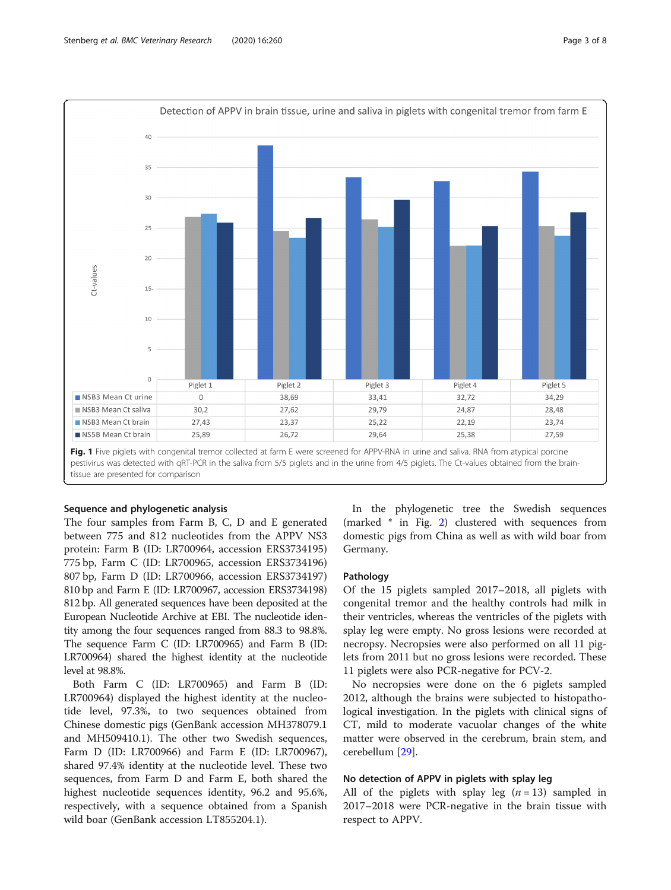**Detection of APPV in brain tissue, urine and saliva in piglets with congenital tremor from farm E**

| | Piglet 1 | Piglet 2 | Piglet 3 | Piglet 4 | Piglet 5 |
|---|---|---|---|---|---|
| NSB3 Mean Ct urine | 0 | 38,69 | 33,41 | 32,72 | 34,29 |
| NSB3 Mean Ct saliva | 30,2 | 27,62 | 29,79 | 24,87 | 28,48 |
| NSB3 Mean Ct brain | 27,43 | 23,37 | 25,22 | 22,19 | 23,74 |
| NS5B Mean Ct brain | 25,89 | 26,72 | 29,64 | 25,38 | 27,59 |

**Fig. 1** Five piglets with congenital tremor collected at farm E were screened for APPV-RNA in urine and saliva. RNA from atypical porcine pestivirus was detected with qRT-PCR in the saliva from 5/5 piglets and in the urine from 4/5 piglets. The Ct-values obtained from the brain-tissue are presented for comparison

### Sequence and phylogenetic analysis

The four samples from Farm B, C, D and E generated between 775 and 812 nucleotides from the APPV NS3 protein: Farm B (ID: LR700964, accession ERS3734195) 775 bp, Farm C (ID: LR700965, accession ERS3734196) 807 bp, Farm D (ID: LR700966, accession ERS3734197) 810 bp and Farm E (ID: LR700967, accession ERS3734198) 812 bp. All generated sequences have been deposited at the European Nucleotide Archive at EBI. The nucleotide identity among the four sequences ranged from 88.3 to 98.8%. The sequence Farm C (ID: LR700965) and Farm B (ID: LR700964) shared the highest identity at the nucleotide level at 98.8%.

Both Farm C (ID: LR700965) and Farm B (ID: LR700964) displayed the highest identity at the nucleotide level, 97.3%, to two sequences obtained from Chinese domestic pigs (GenBank accession MH378079.1 and MH509410.1). The other two Swedish sequences, Farm D (ID: LR700966) and Farm E (ID: LR700967), shared 97.4% identity at the nucleotide level. These two sequences, from Farm D and Farm E, both shared the highest nucleotide sequences identity, 96.2 and 95.6%, respectively, with a sequence obtained from a Spanish wild boar (GenBank accession LT855204.1).

In the phylogenetic tree the Swedish sequences (marked * in Fig. 2) clustered with sequences from domestic pigs from China as well as with wild boar from Germany.

### Pathology

Of the 15 piglets sampled 2017–2018, all piglets with congenital tremor and the healthy controls had milk in their ventricles, whereas the ventricles of the piglets with splay leg were empty. No gross lesions were recorded at necropsy. Necropsies were also performed on all 11 piglets from 2011 but no gross lesions were recorded. These 11 piglets were also PCR-negative for PCV-2.

No necropsies were done on the 6 piglets sampled 2012, although the brains were subjected to histopathological investigation. In the piglets with clinical signs of CT, mild to moderate vacuolar changes of the white matter were observed in the cerebrum, brain stem, and cerebellum [29].

### No detection of APPV in piglets with splay leg

All of the piglets with splay leg ($n = 13$) sampled in 2017–2018 were PCR-negative in the brain tissue with respect to APPV.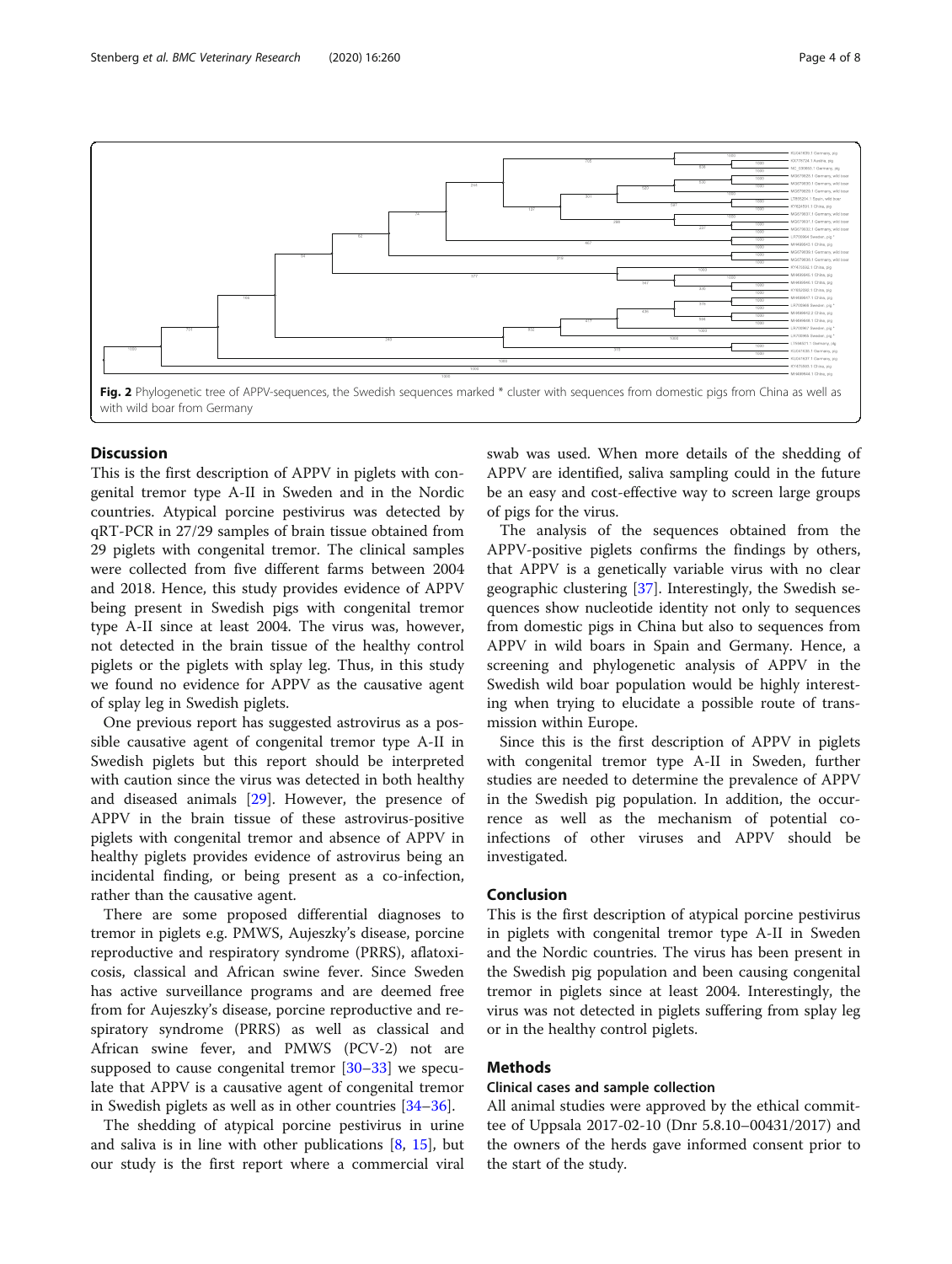**Fig. 2** Phylogenetic tree of APPV-sequences, the Swedish sequences marked * cluster with sequences from domestic pigs from China as well as with wild boar from Germany

## Discussion

This is the first description of APPV in piglets with congenital tremor type A-II in Sweden and in the Nordic countries. Atypical porcine pestivirus was detected by qRT-PCR in 27/29 samples of brain tissue obtained from 29 piglets with congenital tremor. The clinical samples were collected from five different farms between 2004 and 2018. Hence, this study provides evidence of APPV being present in Swedish pigs with congenital tremor type A-II since at least 2004. The virus was, however, not detected in the brain tissue of the healthy control piglets or the piglets with splay leg. Thus, in this study we found no evidence for APPV as the causative agent of splay leg in Swedish piglets.

One previous report has suggested astrovirus as a possible causative agent of congenital tremor type A-II in Swedish piglets but this report should be interpreted with caution since the virus was detected in both healthy and diseased animals [29]. However, the presence of APPV in the brain tissue of these astrovirus-positive piglets with congenital tremor and absence of APPV in healthy piglets provides evidence of astrovirus being an incidental finding, or being present as a co-infection, rather than the causative agent.

There are some proposed differential diagnoses to tremor in piglets e.g. PMWS, Aujeszky's disease, porcine reproductive and respiratory syndrome (PRRS), aflatoxicosis, classical and African swine fever. Since Sweden has active surveillance programs and are deemed free from for Aujeszky's disease, porcine reproductive and respiratory syndrome (PRRS) as well as classical and African swine fever, and PMWS (PCV-2) not are supposed to cause congenital tremor [30–33] we speculate that APPV is a causative agent of congenital tremor in Swedish piglets as well as in other countries [34–36].

The shedding of atypical porcine pestivirus in urine and saliva is in line with other publications [8, 15], but our study is the first report where a commercial viral swab was used. When more details of the shedding of APPV are identified, saliva sampling could in the future be an easy and cost-effective way to screen large groups of pigs for the virus.

The analysis of the sequences obtained from the APPV-positive piglets confirms the findings by others, that APPV is a genetically variable virus with no clear geographic clustering [37]. Interestingly, the Swedish sequences show nucleotide identity not only to sequences from domestic pigs in China but also to sequences from APPV in wild boars in Spain and Germany. Hence, a screening and phylogenetic analysis of APPV in the Swedish wild boar population would be highly interesting when trying to elucidate a possible route of transmission within Europe.

Since this is the first description of APPV in piglets with congenital tremor type A-II in Sweden, further studies are needed to determine the prevalence of APPV in the Swedish pig population. In addition, the occurrence as well as the mechanism of potential co-infections of other viruses and APPV should be investigated.

## Conclusion

This is the first description of atypical porcine pestivirus in piglets with congenital tremor type A-II in Sweden and the Nordic countries. The virus has been present in the Swedish pig population and been causing congenital tremor in piglets since at least 2004. Interestingly, the virus was not detected in piglets suffering from splay leg or in the healthy control piglets.

## Methods

### Clinical cases and sample collection

All animal studies were approved by the ethical committee of Uppsala 2017-02-10 (Dnr 5.8.10–00431/2017) and the owners of the herds gave informed consent prior to the start of the study.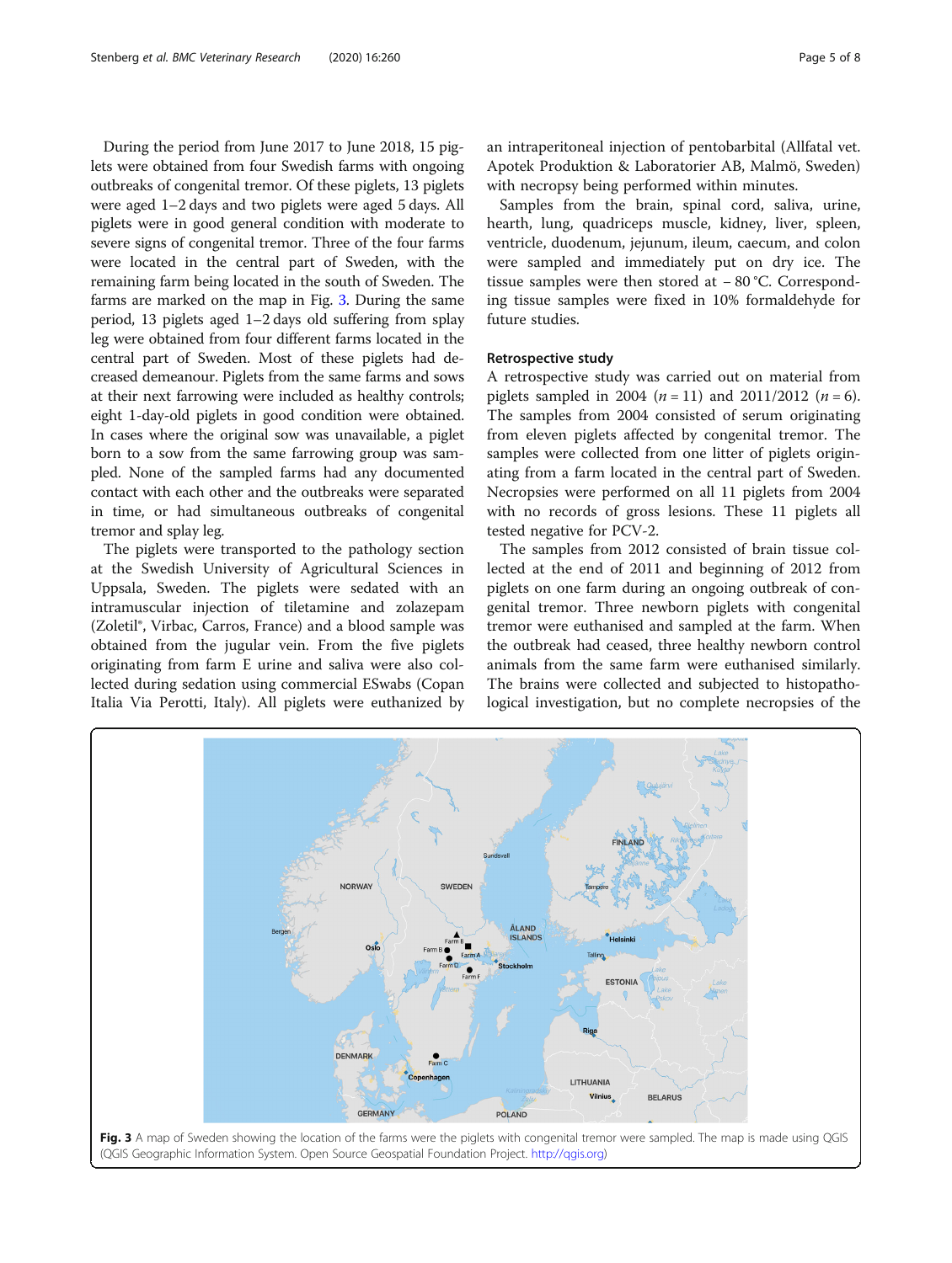During the period from June 2017 to June 2018, 15 piglets were obtained from four Swedish farms with ongoing outbreaks of congenital tremor. Of these piglets, 13 piglets were aged 1–2 days and two piglets were aged 5 days. All piglets were in good general condition with moderate to severe signs of congenital tremor. Three of the four farms were located in the central part of Sweden, with the remaining farm being located in the south of Sweden. The farms are marked on the map in Fig. 3. During the same period, 13 piglets aged 1–2 days old suffering from splay leg were obtained from four different farms located in the central part of Sweden. Most of these piglets had decreased demeanour. Piglets from the same farms and sows at their next farrowing were included as healthy controls; eight 1-day-old piglets in good condition were obtained. In cases where the original sow was unavailable, a piglet born to a sow from the same farrowing group was sampled. None of the sampled farms had any documented contact with each other and the outbreaks were separated in time, or had simultaneous outbreaks of congenital tremor and splay leg.

The piglets were transported to the pathology section at the Swedish University of Agricultural Sciences in Uppsala, Sweden. The piglets were sedated with an intramuscular injection of tiletamine and zolazepam (Zoletil®, Virbac, Carros, France) and a blood sample was obtained from the jugular vein. From the five piglets originating from farm E urine and saliva were also collected during sedation using commercial ESwabs (Copan Italia Via Perotti, Italy). All piglets were euthanized by an intraperitoneal injection of pentobarbital (Allfatal vet. Apotek Produktion & Laboratorier AB, Malmö, Sweden) with necropsy being performed within minutes.

Samples from the brain, spinal cord, saliva, urine, hearth, lung, quadriceps muscle, kidney, liver, spleen, ventricle, duodenum, jejunum, ileum, caecum, and colon were sampled and immediately put on dry ice. The tissue samples were then stored at − 80 °C. Corresponding tissue samples were fixed in 10% formaldehyde for future studies.

### Retrospective study

A retrospective study was carried out on material from piglets sampled in 2004 ($n = 11$) and 2011/2012 ($n = 6$). The samples from 2004 consisted of serum originating from eleven piglets affected by congenital tremor. The samples were collected from one litter of piglets originating from a farm located in the central part of Sweden. Necropsies were performed on all 11 piglets from 2004 with no records of gross lesions. These 11 piglets all tested negative for PCV-2.

The samples from 2012 consisted of brain tissue collected at the end of 2011 and beginning of 2012 from piglets on one farm during an ongoing outbreak of congenital tremor. Three newborn piglets with congenital tremor were euthanised and sampled at the farm. When the outbreak had ceased, three healthy newborn control animals from the same farm were euthanised similarly. The brains were collected and subjected to histopathological investigation, but no complete necropsies of the

**Fig. 3** A map of Sweden showing the location of the farms were the piglets with congenital tremor were sampled. The map is made using QGIS (QGIS Geographic Information System. Open Source Geospatial Foundation Project. http://qgis.org)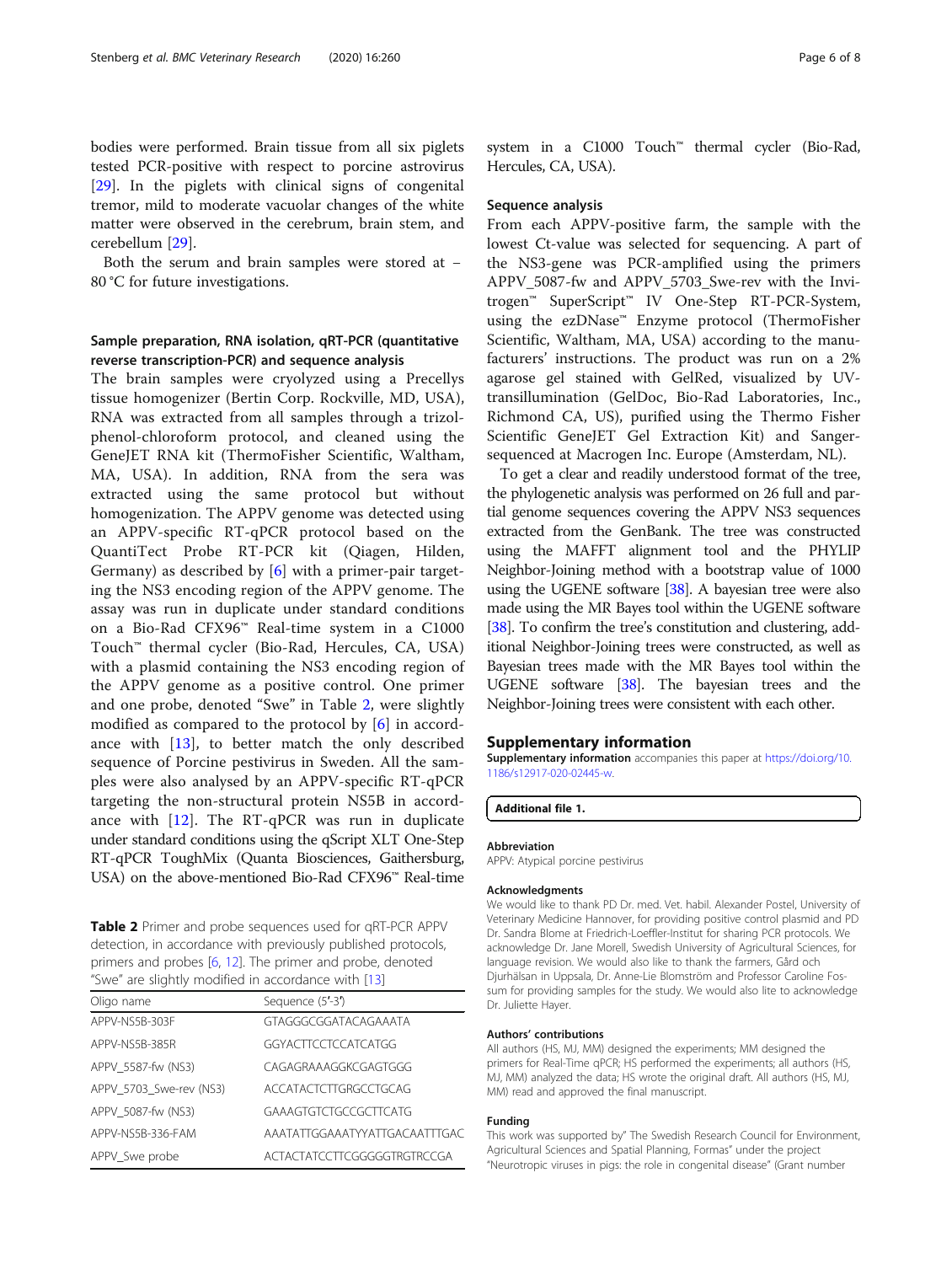bodies were performed. Brain tissue from all six piglets tested PCR-positive with respect to porcine astrovirus [29]. In the piglets with clinical signs of congenital tremor, mild to moderate vacuolar changes of the white matter were observed in the cerebrum, brain stem, and cerebellum [29].

Both the serum and brain samples were stored at − 80 °C for future investigations.

### Sample preparation, RNA isolation, qRT-PCR (quantitative reverse transcription-PCR) and sequence analysis

The brain samples were cryolyzed using a Precellys tissue homogenizer (Bertin Corp. Rockville, MD, USA), RNA was extracted from all samples through a trizol-phenol-chloroform protocol, and cleaned using the GeneJET RNA kit (ThermoFisher Scientific, Waltham, MA, USA). In addition, RNA from the sera was extracted using the same protocol but without homogenization. The APPV genome was detected using an APPV-specific RT-qPCR protocol based on the QuantiTect Probe RT-PCR kit (Qiagen, Hilden, Germany) as described by [6] with a primer-pair targeting the NS3 encoding region of the APPV genome. The assay was run in duplicate under standard conditions on a Bio-Rad CFX96™ Real-time system in a C1000 Touch™ thermal cycler (Bio-Rad, Hercules, CA, USA) with a plasmid containing the NS3 encoding region of the APPV genome as a positive control. One primer and one probe, denoted "Swe" in Table 2, were slightly modified as compared to the protocol by [6] in accordance with [13], to better match the only described sequence of Porcine pestivirus in Sweden. All the samples were also analysed by an APPV-specific RT-qPCR targeting the non-structural protein NS5B in accordance with [12]. The RT-qPCR was run in duplicate under standard conditions using the qScript XLT One-Step RT-qPCR ToughMix (Quanta Biosciences, Gaithersburg, USA) on the above-mentioned Bio-Rad CFX96™ Real-time system in a C1000 Touch™ thermal cycler (Bio-Rad, Hercules, CA, USA).

**Table 2** Primer and probe sequences used for qRT-PCR APPV detection, in accordance with previously published protocols, primers and probes [6, 12]. The primer and probe, denoted "Swe" are slightly modified in accordance with [13]

| Oligo name | Sequence (5′-3′) |
|---|---|
| APPV-NS5B-303F | GTAGGGCGGATACAGAAATA |
| APPV-NS5B-385R | GGYACTTCCTCCATCATGG |
| APPV_5587-fw (NS3) | CAGAGRAAAGGKCGAGTGGG |
| APPV_5703_Swe-rev (NS3) | ACCATACTCTTGRGCCTGCAG |
| APPV_5087-fw (NS3) | GAAAGTGTCTGCCGCTTCATG |
| APPV-NS5B-336-FAM | AAATATTGGAAATYYATTGACAATTTGAC |
| APPV_Swe probe | ACTACTATCCTTCGGGGGTRGTRCCGA |

### Sequence analysis

From each APPV-positive farm, the sample with the lowest Ct-value was selected for sequencing. A part of the NS3-gene was PCR-amplified using the primers APPV_5087-fw and APPV_5703_Swe-rev with the Invitrogen™ SuperScript™ IV One-Step RT-PCR-System, using the ezDNase™ Enzyme protocol (ThermoFisher Scientific, Waltham, MA, USA) according to the manufacturers' instructions. The product was run on a 2% agarose gel stained with GelRed, visualized by UV-transillumination (GelDoc, Bio-Rad Laboratories, Inc., Richmond CA, US), purified using the Thermo Fisher Scientific GeneJET Gel Extraction Kit) and Sanger-sequenced at Macrogen Inc. Europe (Amsterdam, NL).

To get a clear and readily understood format of the tree, the phylogenetic analysis was performed on 26 full and partial genome sequences covering the APPV NS3 sequences extracted from the GenBank. The tree was constructed using the MAFFT alignment tool and the PHYLIP Neighbor-Joining method with a bootstrap value of 1000 using the UGENE software [38]. A bayesian tree were also made using the MR Bayes tool within the UGENE software [38]. To confirm the tree's constitution and clustering, additional Neighbor-Joining trees were constructed, as well as Bayesian trees made with the MR Bayes tool within the UGENE software [38]. The bayesian trees and the Neighbor-Joining trees were consistent with each other.

## Supplementary information

**Supplementary information** accompanies this paper at https://doi.org/10.1186/s12917-020-02445-w.

**Additional file 1.**

#### Abbreviation

APPV: Atypical porcine pestivirus

#### Acknowledgments

We would like to thank PD Dr. med. Vet. habil. Alexander Postel, University of Veterinary Medicine Hannover, for providing positive control plasmid and PD Dr. Sandra Blome at Friedrich-Loeffler-Institut for sharing PCR protocols. We acknowledge Dr. Jane Morell, Swedish University of Agricultural Sciences, for language revision. We would also like to thank the farmers, Gård och Djurhälsan in Uppsala, Dr. Anne-Lie Blomström and Professor Caroline Fossum for providing samples for the study. We would also lite to acknowledge Dr. Juliette Hayer.

#### Authors' contributions

All authors (HS, MJ, MM) designed the experiments; MM designed the primers for Real-Time qPCR; HS performed the experiments; all authors (HS, MJ, MM) analyzed the data; HS wrote the original draft. All authors (HS, MJ, MM) read and approved the final manuscript.

#### Funding

This work was supported by" The Swedish Research Council for Environment, Agricultural Sciences and Spatial Planning, Formas" under the project "Neurotropic viruses in pigs: the role in congenital disease" (Grant number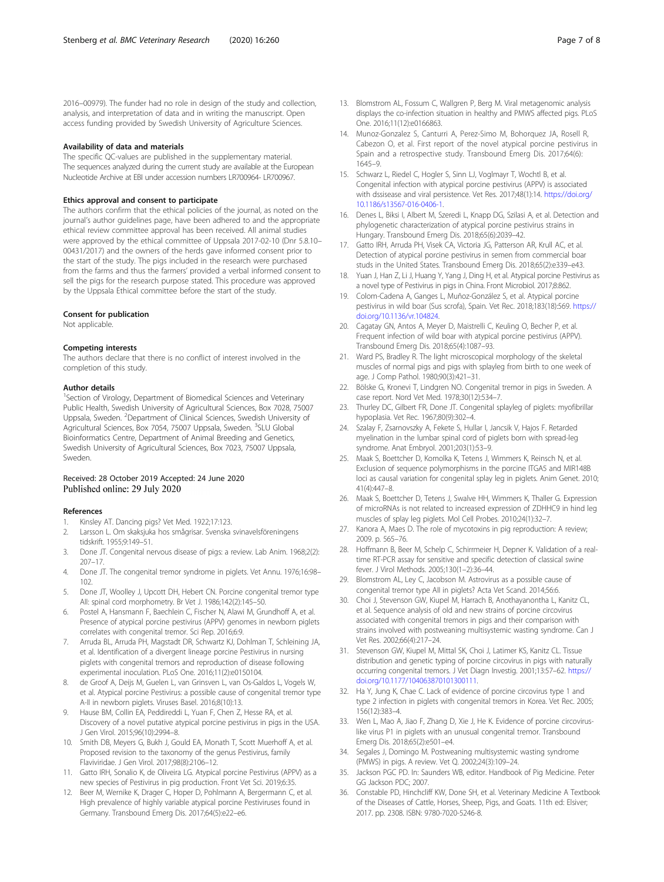2016–00979). The funder had no role in design of the study and collection, analysis, and interpretation of data and in writing the manuscript. Open access funding provided by Swedish University of Agriculture Sciences.

### Availability of data and materials

The specific QC-values are published in the supplementary material. The sequences analyzed during the current study are available at the European Nucleotide Archive at EBI under accession numbers LR700964- LR700967.

### Ethics approval and consent to participate

The authors confirm that the ethical policies of the journal, as noted on the journal's author guidelines page, have been adhered to and the appropriate ethical review committee approval has been received. All animal studies were approved by the ethical committee of Uppsala 2017-02-10 (Dnr 5.8.10–00431/2017) and the owners of the herds gave informed consent prior to the start of the study. The pigs included in the research were purchased from the farms and thus the farmers' provided a verbal informed consent to sell the pigs for the research purpose stated. This procedure was approved by the Uppsala Ethical committee before the start of the study.

### Consent for publication

Not applicable.

### Competing interests

The authors declare that there is no conflict of interest involved in the completion of this study.

### Author details

[1]Section of Virology, Department of Biomedical Sciences and Veterinary Public Health, Swedish University of Agricultural Sciences, Box 7028, 75007 Uppsala, Sweden. [2]Department of Clinical Sciences, Swedish University of Agricultural Sciences, Box 7054, 75007 Uppsala, Sweden. [3]SLU Global Bioinformatics Centre, Department of Animal Breeding and Genetics, Swedish University of Agricultural Sciences, Box 7023, 75007 Uppsala, Sweden.

Received: 28 October 2019 Accepted: 24 June 2020
Published online: 29 July 2020

### References

1. Kinsley AT. Dancing pigs? Vet Med. 1922;17:123.
2. Larsson L. Om skaksjuka hos smågrisar. Svenska svinavelsföreningens tidskrift. 1955;9:149–51.
3. Done JT. Congenital nervous disease of pigs: a review. Lab Anim. 1968;2(2):207–17.
4. Done JT. The congenital tremor syndrome in piglets. Vet Annu. 1976;16:98–102.
5. Done JT, Woolley J, Upcott DH, Hebert CN. Porcine congenital tremor type AII: spinal cord morphometry. Br Vet J. 1986;142(2):145–50.
6. Postel A, Hansmann F, Baechlein C, Fischer N, Alawi M, Grundhoff A, et al. Presence of atypical porcine pestivirus (APPV) genomes in newborn piglets correlates with congenital tremor. Sci Rep. 2016;6:9.
7. Arruda BL, Arruda PH, Magstadt DR, Schwartz KJ, Dohlman T, Schleining JA, et al. Identification of a divergent lineage porcine Pestivirus in nursing piglets with congenital tremors and reproduction of disease following experimental inoculation. PLoS One. 2016;11(2):e0150104.
8. de Groof A, Deijs M, Guelen L, van Grinsven L, van Os-Galdos L, Vogels W, et al. Atypical porcine Pestivirus: a possible cause of congenital tremor type A-II in newborn piglets. Viruses Basel. 2016;8(10):13.
9. Hause BM, Collin EA, Peddireddi L, Yuan F, Chen Z, Hesse RA, et al. Discovery of a novel putative atypical porcine pestivirus in pigs in the USA. J Gen Virol. 2015;96(10):2994–8.
10. Smith DB, Meyers G, Bukh J, Gould EA, Monath T, Scott Muerhoff A, et al. Proposed revision to the taxonomy of the genus Pestivirus, family Flaviviridae. J Gen Virol. 2017;98(8):2106–12.
11. Gatto IRH, Sonalio K, de Oliveira LG. Atypical porcine Pestivirus (APPV) as a new species of Pestivirus in pig production. Front Vet Sci. 2019;6:35.
12. Beer M, Wernike K, Drager C, Hoper D, Pohlmann A, Bergermann C, et al. High prevalence of highly variable atypical porcine Pestiviruses found in Germany. Transbound Emerg Dis. 2017;64(5):e22–e6.
13. Blomstrom AL, Fossum C, Wallgren P, Berg M. Viral metagenomic analysis displays the co-infection situation in healthy and PMWS affected pigs. PLoS One. 2016;11(12):e0166863.
14. Munoz-Gonzalez S, Canturri A, Perez-Simo M, Bohorquez JA, Rosell R, Cabezon O, et al. First report of the novel atypical porcine pestivirus in Spain and a retrospective study. Transbound Emerg Dis. 2017;64(6):1645–9.
15. Schwarz L, Riedel C, Hogler S, Sinn LJ, Voglmayr T, Wochtl B, et al. Congenital infection with atypical porcine pestivirus (APPV) is associated with dssisease and viral persistence. Vet Res. 2017;48(1):14. https://doi.org/10.1186/s13567-016-0406-1.
16. Denes L, Biksi I, Albert M, Szeredi L, Knapp DG, Szilasi A, et al. Detection and phylogenetic characterization of atypical porcine pestivirus strains in Hungary. Transbound Emerg Dis. 2018;65(6):2039–42.
17. Gatto IRH, Arruda PH, Visek CA, Victoria JG, Patterson AR, Krull AC, et al. Detection of atypical porcine pestivirus in semen from commercial boar studs in the United States. Transbound Emerg Dis. 2018;65(2):e339–e43.
18. Yuan J, Han Z, Li J, Huang Y, Yang J, Ding H, et al. Atypical porcine Pestivirus as a novel type of Pestivirus in pigs in China. Front Microbiol. 2017;8:862.
19. Colom-Cadena A, Ganges L, Muñoz-González S, et al. Atypical porcine pestivirus in wild boar (Sus scrofa), Spain. Vet Rec. 2018;183(18):569. https://doi.org/10.1136/vr.104824.
20. Cagatay GN, Antos A, Meyer D, Maistrelli C, Keuling O, Becher P, et al. Frequent infection of wild boar with atypical porcine pestivirus (APPV). Transbound Emerg Dis. 2018;65(4):1087–93.
21. Ward PS, Bradley R. The light microscopical morphology of the skeletal muscles of normal pigs and pigs with splayleg from birth to one week of age. J Comp Pathol. 1980;90(3):421–31.
22. Bölske G, Kronevi T, Lindgren NO. Congenital tremor in pigs in Sweden. A case report. Nord Vet Med. 1978;30(12):534–7.
23. Thurley DC, Gilbert FR, Done JT. Congenital splayleg of piglets: myofibrillar hypoplasia. Vet Rec. 1967;80(9):302–4.
24. Szalay F, Zsarnovszky A, Fekete S, Hullar I, Jancsik V, Hajos F. Retarded myelination in the lumbar spinal cord of piglets born with spread-leg syndrome. Anat Embryol. 2001;203(1):53–9.
25. Maak S, Boettcher D, Komolka K, Tetens J, Wimmers K, Reinsch N, et al. Exclusion of sequence polymorphisms in the porcine ITGA5 and MIR148B loci as causal variation for congenital splay leg in piglets. Anim Genet. 2010;41(4):447–8.
26. Maak S, Boettcher D, Tetens J, Swalve HH, Wimmers K, Thaller G. Expression of microRNAs is not related to increased expression of ZDHHC9 in hind leg muscles of splay leg piglets. Mol Cell Probes. 2010;24(1):32–7.
27. Kanora A, Maes D. The role of mycotoxins in pig reproduction: A review; 2009. p. 565–76.
28. Hoffmann B, Beer M, Schelp C, Schirrmeier H, Depner K. Validation of a real-time RT-PCR assay for sensitive and specific detection of classical swine fever. J Virol Methods. 2005;130(1–2):36–44.
29. Blomstrom AL, Ley C, Jacobson M. Astrovirus as a possible cause of congenital tremor type AII in piglets? Acta Vet Scand. 2014;56:6.
30. Choi J, Stevenson GW, Kiupel M, Harrach B, Anothayanontha L, Kanitz CL, et al. Sequence analysis of old and new strains of porcine circovirus associated with congenital tremors in pigs and their comparison with strains involved with postweaning multisystemic wasting syndrome. Can J Vet Res. 2002;66(4):217–24.
31. Stevenson GW, Kiupel M, Mittal SK, Choi J, Latimer KS, Kanitz CL. Tissue distribution and genetic typing of porcine circovirus in pigs with naturally occurring congenital tremors. J Vet Diagn Investig. 2001;13:57–62. https://doi.org/10.1177/104063870101300111.
32. Ha Y, Jung K, Chae C. Lack of evidence of porcine circovirus type 1 and type 2 infection in piglets with congenital tremors in Korea. Vet Rec. 2005;156(12):383–4.
33. Wen L, Mao A, Jiao F, Zhang D, Xie J, He K. Evidence of porcine circovirus-like virus P1 in piglets with an unusual congenital tremor. Transbound Emerg Dis. 2018;65(2):e501–e4.
34. Segales J, Domingo M. Postweaning multisystemic wasting syndrome (PMWS) in pigs. A review. Vet Q. 2002;24(3):109–24.
35. Jackson PGC PD. In: Saunders WB, editor. Handbook of Pig Medicine. Peter GG Jackson PDC; 2007.
36. Constable PD, Hinchcliff KW, Done SH, et al. Veterinary Medicine A Textbook of the Diseases of Cattle, Horses, Sheep, Pigs, and Goats. 11th ed: Elsiver; 2017. pp. 2308. ISBN: 9780-7020-5246-8.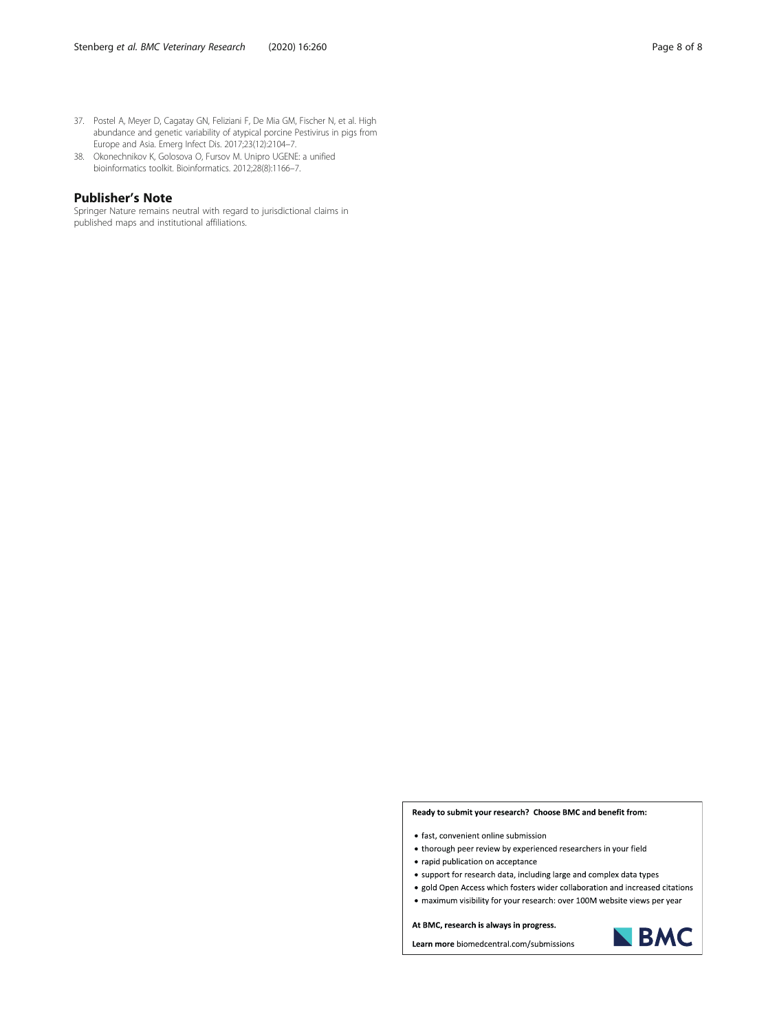37. Postel A, Meyer D, Cagatay GN, Feliziani F, De Mia GM, Fischer N, et al. High abundance and genetic variability of atypical porcine Pestivirus in pigs from Europe and Asia. Emerg Infect Dis. 2017;23(12):2104–7.
38. Okonechnikov K, Golosova O, Fursov M. Unipro UGENE: a unified bioinformatics toolkit. Bioinformatics. 2012;28(8):1166–7.

## Publisher's Note

Springer Nature remains neutral with regard to jurisdictional claims in published maps and institutional affiliations.

**Ready to submit your research? Choose BMC and benefit from:**

- fast, convenient online submission
- thorough peer review by experienced researchers in your field
- rapid publication on acceptance
- support for research data, including large and complex data types
- gold Open Access which fosters wider collaboration and increased citations
- maximum visibility for your research: over 100M website views per year

**At BMC, research is always in progress.**

**Learn more** biomedcentral.com/submissions

BMC